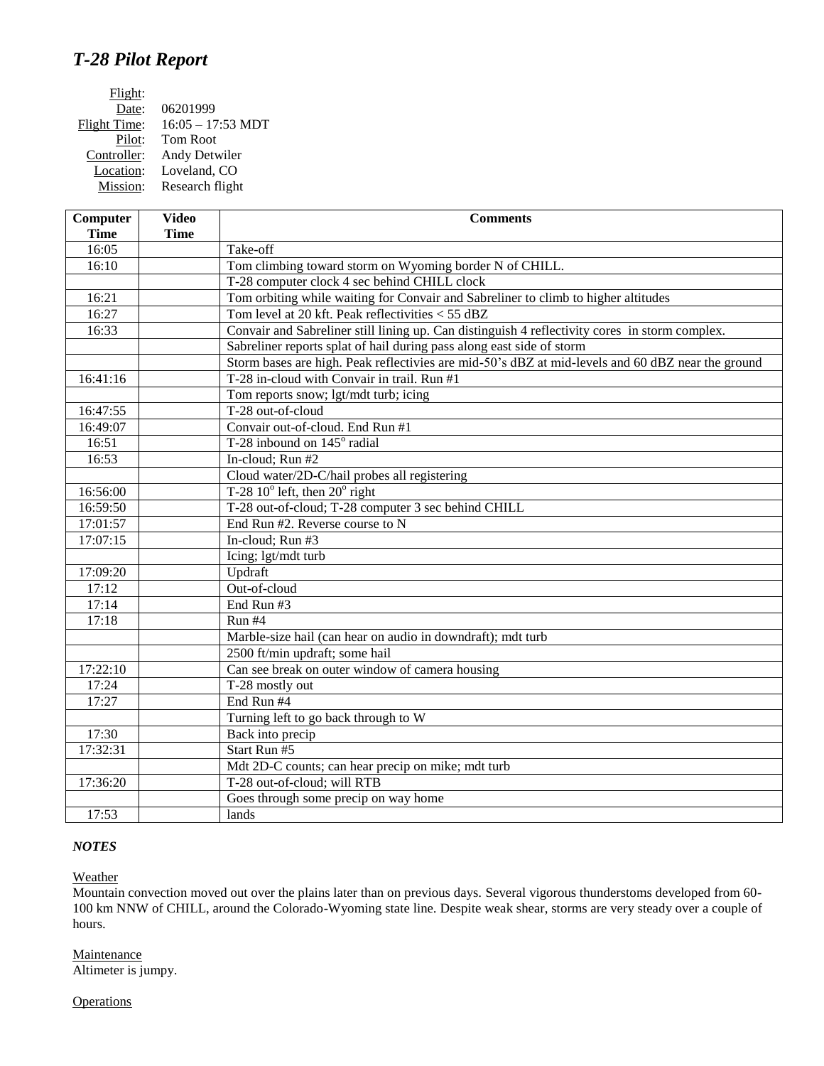# *T-28 Pilot Report*

Flight:
Date: 06201999
Flight Time: 16:05 – 17:53 MDT
Pilot: Tom Root
Controller: Andy Detwiler
Location: Loveland, CO
Mission: Research flight

| Computer Time | Video Time | Comments |
|---|---|---|
| 16:05 | | Take-off |
| 16:10 | | Tom climbing toward storm on Wyoming border N of CHILL. |
| | | T-28 computer clock 4 sec behind CHILL clock |
| 16:21 | | Tom orbiting while waiting for Convair and Sabreliner to climb to higher altitudes |
| 16:27 | | Tom level at 20 kft. Peak reflectivities < 55 dBZ |
| 16:33 | | Convair and Sabreliner still lining up. Can distinguish 4 reflectivity cores in storm complex. |
| | | Sabreliner reports splat of hail during pass along east side of storm |
| | | Storm bases are high. Peak reflectivies are mid-50's dBZ at mid-levels and 60 dBZ near the ground |
| 16:41:16 | | T-28 in-cloud with Convair in trail. Run #1 |
| | | Tom reports snow; lgt/mdt turb; icing |
| 16:47:55 | | T-28 out-of-cloud |
| 16:49:07 | | Convair out-of-cloud. End Run #1 |
| 16:51 | | T-28 inbound on 145° radial |
| 16:53 | | In-cloud; Run #2 |
| | | Cloud water/2D-C/hail probes all registering |
| 16:56:00 | | T-28 10° left, then 20° right |
| 16:59:50 | | T-28 out-of-cloud; T-28 computer 3 sec behind CHILL |
| 17:01:57 | | End Run #2. Reverse course to N |
| 17:07:15 | | In-cloud; Run #3 |
| | | Icing; lgt/mdt turb |
| 17:09:20 | | Updraft |
| 17:12 | | Out-of-cloud |
| 17:14 | | End Run #3 |
| 17:18 | | Run #4 |
| | | Marble-size hail (can hear on audio in downdraft); mdt turb |
| | | 2500 ft/min updraft; some hail |
| 17:22:10 | | Can see break on outer window of camera housing |
| 17:24 | | T-28 mostly out |
| 17:27 | | End Run #4 |
| | | Turning left to go back through to W |
| 17:30 | | Back into precip |
| 17:32:31 | | Start Run #5 |
| | | Mdt 2D-C counts; can hear precip on mike; mdt turb |
| 17:36:20 | | T-28 out-of-cloud; will RTB |
| | | Goes through some precip on way home |
| 17:53 | | lands |

### *NOTES*

Weather

Mountain convection moved out over the plains later than on previous days. Several vigorous thunderstoms developed from 60-100 km NNW of CHILL, around the Colorado-Wyoming state line. Despite weak shear, storms are very steady over a couple of hours.

Maintenance

Altimeter is jumpy.

Operations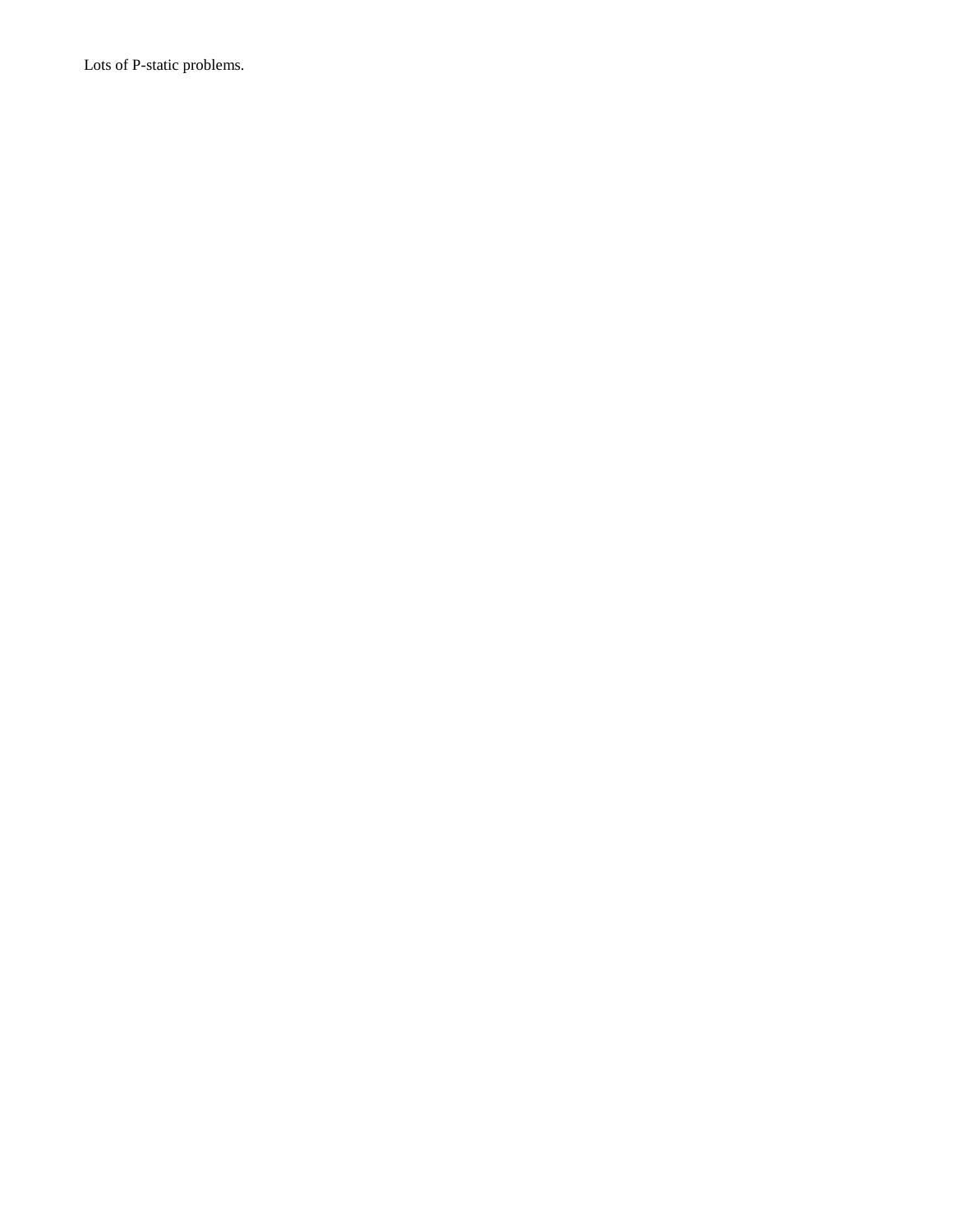Lots of P-static problems.